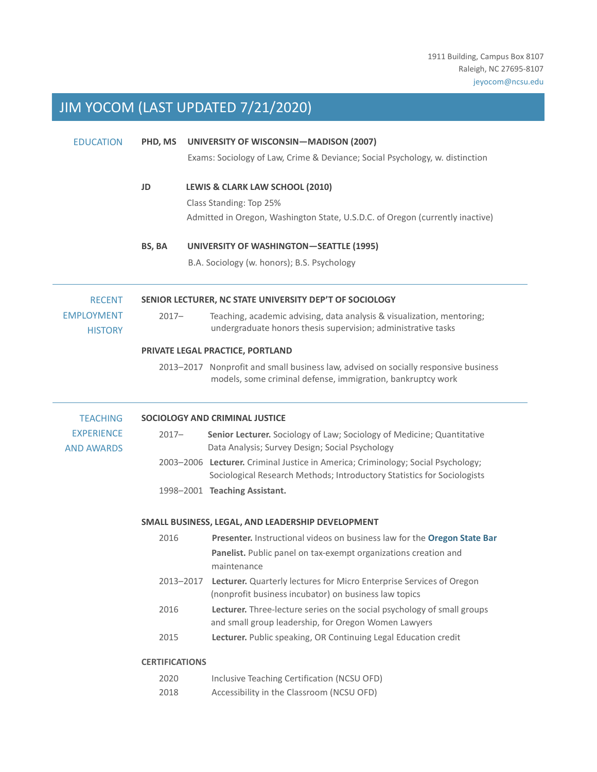1911 Building, Campus Box 8107
Raleigh, NC 27695-8107
jeyocom@ncsu.edu

# JIM YOCOM (LAST UPDATED 7/21/2020)

## EDUCATION

**PHD, MS** **UNIVERSITY OF WISCONSIN—MADISON (2007)**

Exams: Sociology of Law, Crime & Deviance; Social Psychology, w. distinction

**JD** **LEWIS & CLARK LAW SCHOOL (2010)**

Class Standing: Top 25%

Admitted in Oregon, Washington State, U.S.D.C. of Oregon (currently inactive)

**BS, BA** **UNIVERSITY OF WASHINGTON—SEATTLE (1995)**

B.A. Sociology (w. honors); B.S. Psychology

## RECENT EMPLOYMENT HISTORY

**SENIOR LECTURER, NC STATE UNIVERSITY DEP'T OF SOCIOLOGY**

2017– Teaching, academic advising, data analysis & visualization, mentoring; undergraduate honors thesis supervision; administrative tasks

**PRIVATE LEGAL PRACTICE, PORTLAND**

2013–2017 Nonprofit and small business law, advised on socially responsive business models, some criminal defense, immigration, bankruptcy work

## TEACHING EXPERIENCE AND AWARDS

**SOCIOLOGY AND CRIMINAL JUSTICE**

2017– **Senior Lecturer.** Sociology of Law; Sociology of Medicine; Quantitative Data Analysis; Survey Design; Social Psychology

2003–2006 **Lecturer.** Criminal Justice in America; Criminology; Social Psychology; Sociological Research Methods; Introductory Statistics for Sociologists

1998–2001 **Teaching Assistant.**

**SMALL BUSINESS, LEGAL, AND LEADERSHIP DEVELOPMENT**

2016 **Presenter.** Instructional videos on business law for the **Oregon State Bar**

**Panelist.** Public panel on tax-exempt organizations creation and maintenance

2013–2017 **Lecturer.** Quarterly lectures for Micro Enterprise Services of Oregon (nonprofit business incubator) on business law topics

2016 **Lecturer.** Three-lecture series on the social psychology of small groups and small group leadership, for Oregon Women Lawyers

2015 **Lecturer.** Public speaking, OR Continuing Legal Education credit

**CERTIFICATIONS**

2020 Inclusive Teaching Certification (NCSU OFD)

2018 Accessibility in the Classroom (NCSU OFD)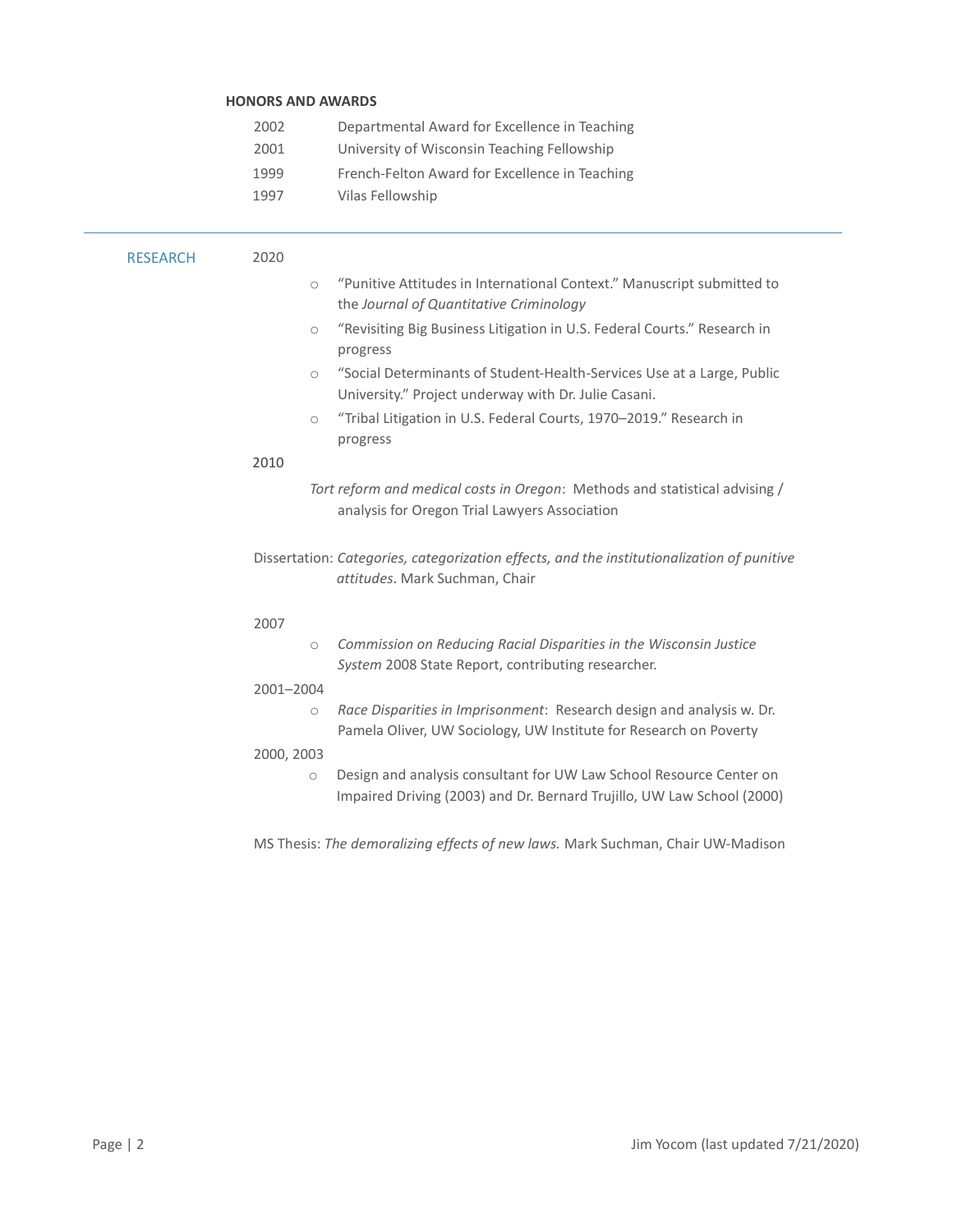### HONORS AND AWARDS

- 2002 Departmental Award for Excellence in Teaching
- 2001 University of Wisconsin Teaching Fellowship
- 1999 French-Felton Award for Excellence in Teaching
- 1997 Vilas Fellowship

---

## RESEARCH

**2020**

- "Punitive Attitudes in International Context." Manuscript submitted to the *Journal of Quantitative Criminology*
- "Revisiting Big Business Litigation in U.S. Federal Courts." Research in progress
- "Social Determinants of Student-Health-Services Use at a Large, Public University." Project underway with Dr. Julie Casani.
- "Tribal Litigation in U.S. Federal Courts, 1970–2019." Research in progress

**2010**

*Tort reform and medical costs in Oregon*: Methods and statistical advising / analysis for Oregon Trial Lawyers Association

Dissertation: *Categories, categorization effects, and the institutionalization of punitive attitudes*. Mark Suchman, Chair

**2007**

- *Commission on Reducing Racial Disparities in the Wisconsin Justice System* 2008 State Report, contributing researcher.

**2001–2004**

- *Race Disparities in Imprisonment*: Research design and analysis w. Dr. Pamela Oliver, UW Sociology, UW Institute for Research on Poverty

**2000, 2003**

- Design and analysis consultant for UW Law School Resource Center on Impaired Driving (2003) and Dr. Bernard Trujillo, UW Law School (2000)

MS Thesis: *The demoralizing effects of new laws.* Mark Suchman, Chair UW-Madison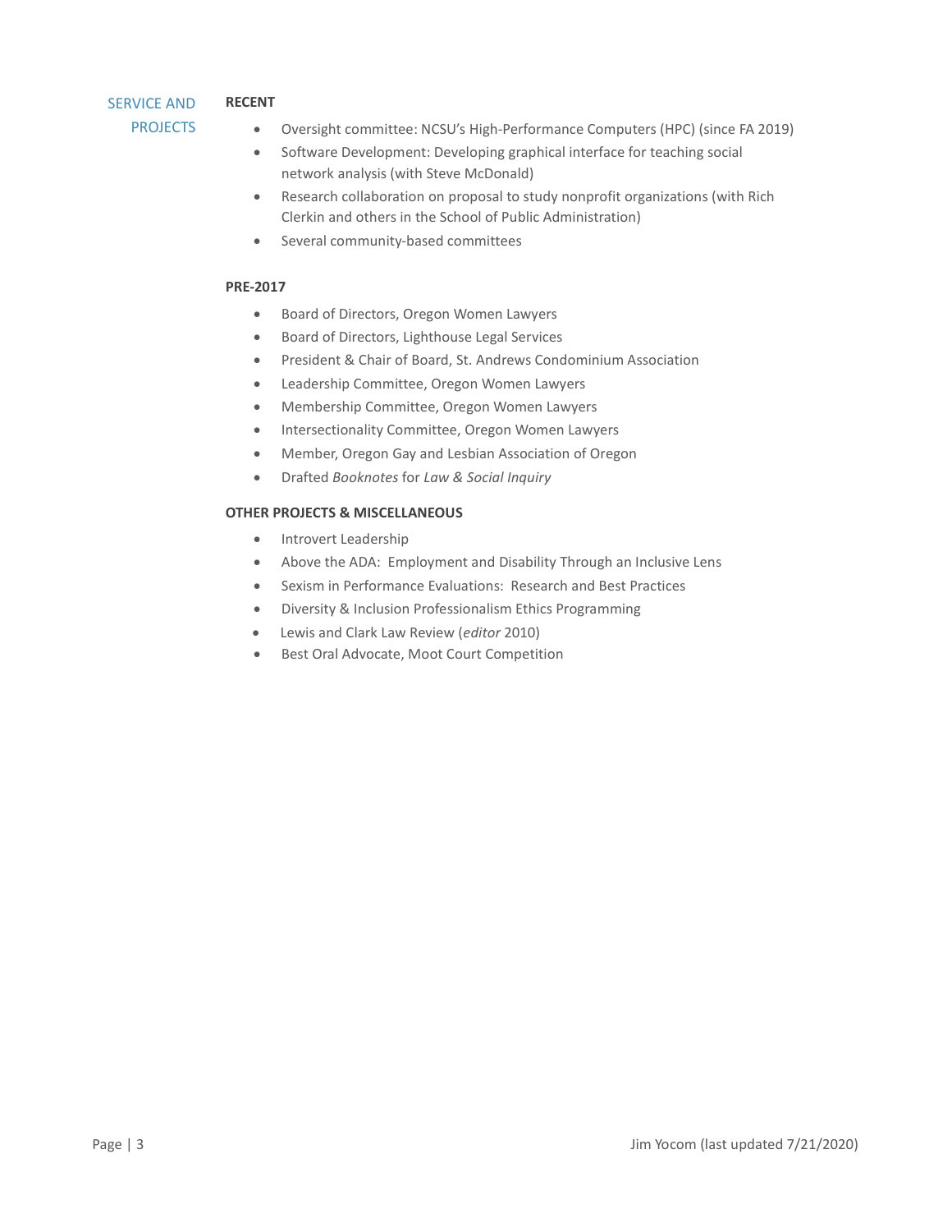## SERVICE AND PROJECTS

**RECENT**

- Oversight committee: NCSU's High-Performance Computers (HPC) (since FA 2019)
- Software Development: Developing graphical interface for teaching social network analysis (with Steve McDonald)
- Research collaboration on proposal to study nonprofit organizations (with Rich Clerkin and others in the School of Public Administration)
- Several community-based committees

**PRE-2017**

- Board of Directors, Oregon Women Lawyers
- Board of Directors, Lighthouse Legal Services
- President & Chair of Board, St. Andrews Condominium Association
- Leadership Committee, Oregon Women Lawyers
- Membership Committee, Oregon Women Lawyers
- Intersectionality Committee, Oregon Women Lawyers
- Member, Oregon Gay and Lesbian Association of Oregon
- Drafted *Booknotes* for *Law & Social Inquiry*

**OTHER PROJECTS & MISCELLANEOUS**

- Introvert Leadership
- Above the ADA: Employment and Disability Through an Inclusive Lens
- Sexism in Performance Evaluations: Research and Best Practices
- Diversity & Inclusion Professionalism Ethics Programming
- Lewis and Clark Law Review (*editor* 2010)
- Best Oral Advocate, Moot Court Competition